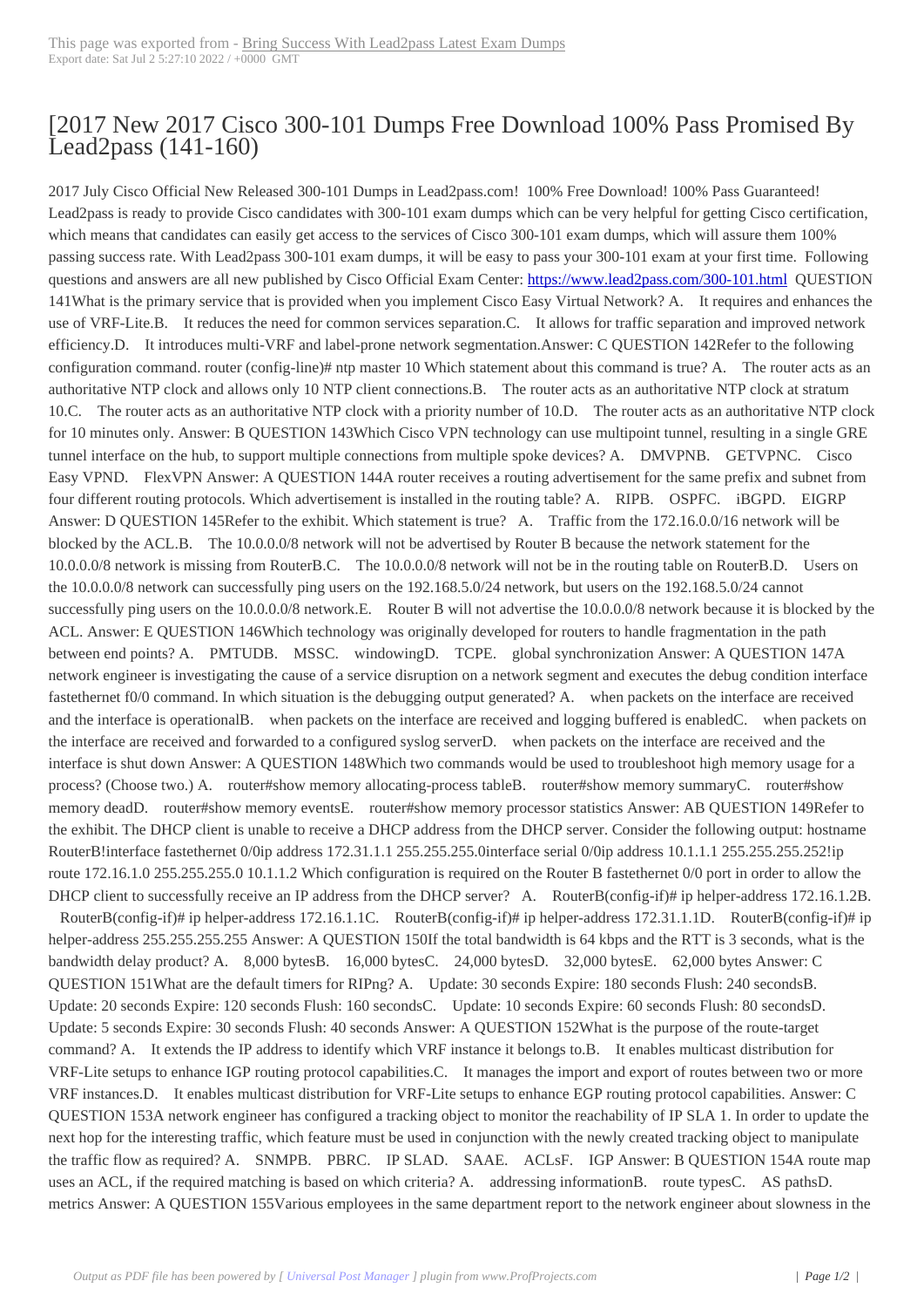# [2017 New 2017 Cisco 300-101 Dumps Free Download 100% Pass Promised By Lead2pass (141-160)

2017 July Cisco Official New Released 300-101 Dumps in Lead2pass.com! 100% Free Download! 100% Pass Guaranteed! Lead2pass is ready to provide Cisco candidates with 300-101 exam dumps which can be very helpful for getting Cisco certification, which means that candidates can easily get access to the services of Cisco 300-101 exam dumps, which will assure them 100% passing success rate. With Lead2pass 300-101 exam dumps, it will be easy to pass your 300-101 exam at your first time. Following questions and answers are all new published by Cisco Official Exam Center: https://www.lead2pass.com/300-101.html QUESTION 141What is the primary service that is provided when you implement Cisco Easy Virtual Network? A. It requires and enhances the use of VRF-Lite.B. It reduces the need for common services separation.C. It allows for traffic separation and improved network efficiency.D. It introduces multi-VRF and label-prone network segmentation.Answer: C QUESTION 142Refer to the following configuration command. router (config-line)# ntp master 10 Which statement about this command is true? A. The router acts as an authoritative NTP clock and allows only 10 NTP client connections.B. The router acts as an authoritative NTP clock at stratum 10.C. The router acts as an authoritative NTP clock with a priority number of 10.D. The router acts as an authoritative NTP clock for 10 minutes only. Answer: B QUESTION 143Which Cisco VPN technology can use multipoint tunnel, resulting in a single GRE tunnel interface on the hub, to support multiple connections from multiple spoke devices? A. DMVPNB. GETVPNC. Cisco Easy VPND. FlexVPN Answer: A QUESTION 144A router receives a routing advertisement for the same prefix and subnet from four different routing protocols. Which advertisement is installed in the routing table? A. RIPB. OSPFC. iBGPD. EIGRP Answer: D QUESTION 145Refer to the exhibit. Which statement is true? A. Traffic from the 172.16.0.0/16 network will be blocked by the ACL.B. The 10.0.0.0/8 network will not be advertised by Router B because the network statement for the 10.0.0.0/8 network is missing from RouterB.C. The 10.0.0.0/8 network will not be in the routing table on RouterB.D. Users on the 10.0.0.0/8 network can successfully ping users on the 192.168.5.0/24 network, but users on the 192.168.5.0/24 cannot successfully ping users on the 10.0.0.0/8 network.E. Router B will not advertise the 10.0.0.0/8 network because it is blocked by the ACL. Answer: E QUESTION 146Which technology was originally developed for routers to handle fragmentation in the path between end points? A. PMTUDB. MSSC. windowingD. TCPE. global synchronization Answer: A QUESTION 147A network engineer is investigating the cause of a service disruption on a network segment and executes the debug condition interface fastethernet f0/0 command. In which situation is the debugging output generated? A. when packets on the interface are received and the interface is operationalB. when packets on the interface are received and logging buffered is enabledC. when packets on the interface are received and forwarded to a configured syslog serverD. when packets on the interface are received and the interface is shut down Answer: A QUESTION 148Which two commands would be used to troubleshoot high memory usage for a process? (Choose two.) A. router#show memory allocating-process tableB. router#show memory summaryC. router#show memory deadD. router#show memory eventsE. router#show memory processor statistics Answer: AB QUESTION 149Refer to the exhibit. The DHCP client is unable to receive a DHCP address from the DHCP server. Consider the following output: hostname RouterB!interface fastethernet 0/0ip address 172.31.1.1 255.255.255.0interface serial 0/0ip address 10.1.1.1 255.255.255.252!ip route 172.16.1.0 255.255.255.0 10.1.1.2 Which configuration is required on the Router B fastethernet 0/0 port in order to allow the DHCP client to successfully receive an IP address from the DHCP server? A. RouterB(config-if)# ip helper-address 172.16.1.2B. RouterB(config-if)# ip helper-address 172.16.1.1C. RouterB(config-if)# ip helper-address 172.31.1.1D. RouterB(config-if)# ip helper-address 255.255.255.255 Answer: A QUESTION 150If the total bandwidth is 64 kbps and the RTT is 3 seconds, what is the bandwidth delay product? A. 8,000 bytesB. 16,000 bytesC. 24,000 bytesD. 32,000 bytesE. 62,000 bytes Answer: C QUESTION 151What are the default timers for RIPng? A. Update: 30 seconds Expire: 180 seconds Flush: 240 secondsB. Update: 20 seconds Expire: 120 seconds Flush: 160 secondsC. Update: 10 seconds Expire: 60 seconds Flush: 80 secondsD. Update: 5 seconds Expire: 30 seconds Flush: 40 seconds Answer: A QUESTION 152What is the purpose of the route-target command? A. It extends the IP address to identify which VRF instance it belongs to.B. It enables multicast distribution for VRF-Lite setups to enhance IGP routing protocol capabilities.C. It manages the import and export of routes between two or more VRF instances.D. It enables multicast distribution for VRF-Lite setups to enhance EGP routing protocol capabilities. Answer: C QUESTION 153A network engineer has configured a tracking object to monitor the reachability of IP SLA 1. In order to update the next hop for the interesting traffic, which feature must be used in conjunction with the newly created tracking object to manipulate the traffic flow as required? A. SNMPB. PBRC. IP SLAD. SAAE. ACLsF. IGP Answer: B QUESTION 154A route map uses an ACL, if the required matching is based on which criteria? A. addressing informationB. route typesC. AS pathsD. metrics Answer: A QUESTION 155Various employees in the same department report to the network engineer about slowness in the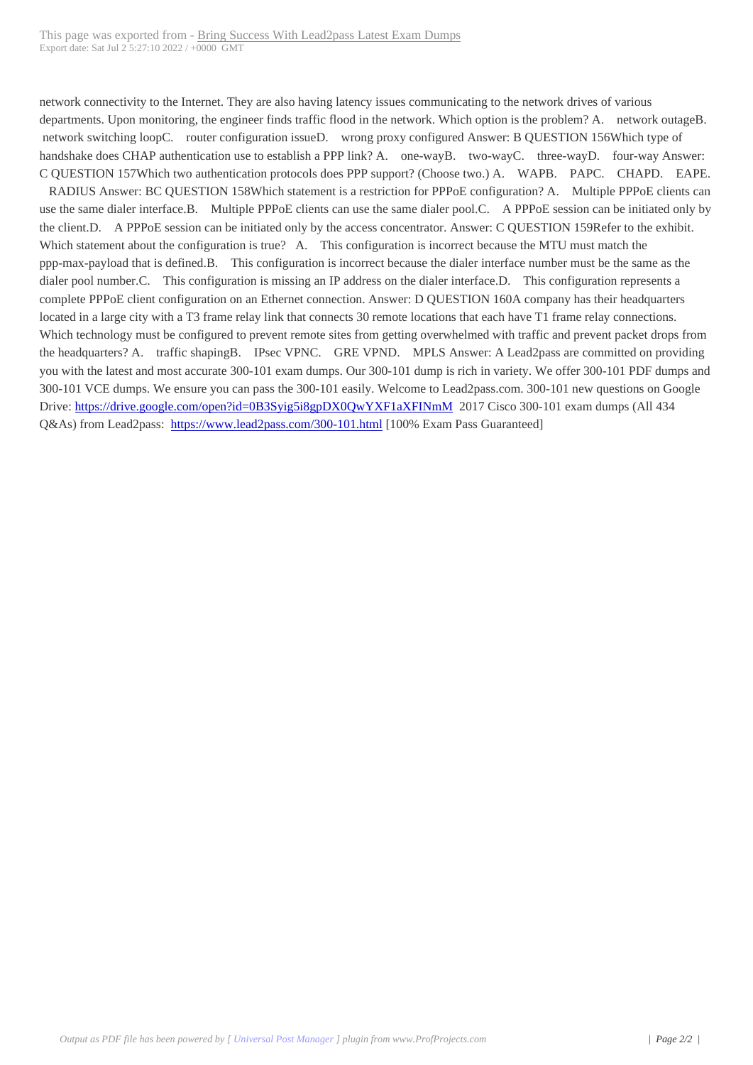network connectivity to the Internet. They are also having latency issues communicating to the network drives of various departments. Upon monitoring, the engineer finds traffic flood in the network. Which option is the problem? A. network outageB. network switching loopC. router configuration issueD. wrong proxy configured Answer: B QUESTION 156Which type of handshake does CHAP authentication use to establish a PPP link? A. one-wayB. two-wayC. three-wayD. four-way Answer: C QUESTION 157Which two authentication protocols does PPP support? (Choose two.) A. WAPB. PAPC. CHAPD. EAPE. RADIUS Answer: BC QUESTION 158Which statement is a restriction for PPPoE configuration? A. Multiple PPPoE clients can use the same dialer interface.B. Multiple PPPoE clients can use the same dialer pool.C. A PPPoE session can be initiated only by the client.D. A PPPoE session can be initiated only by the access concentrator. Answer: C QUESTION 159Refer to the exhibit. Which statement about the configuration is true? A. This configuration is incorrect because the MTU must match the ppp-max-payload that is defined.B. This configuration is incorrect because the dialer interface number must be the same as the dialer pool number.C. This configuration is missing an IP address on the dialer interface.D. This configuration represents a complete PPPoE client configuration on an Ethernet connection. Answer: D QUESTION 160A company has their headquarters located in a large city with a T3 frame relay link that connects 30 remote locations that each have T1 frame relay connections. Which technology must be configured to prevent remote sites from getting overwhelmed with traffic and prevent packet drops from the headquarters? A. traffic shapingB. IPsec VPNC. GRE VPND. MPLS Answer: A Lead2pass are committed on providing you with the latest and most accurate 300-101 exam dumps. Our 300-101 dump is rich in variety. We offer 300-101 PDF dumps and 300-101 VCE dumps. We ensure you can pass the 300-101 easily. Welcome to Lead2pass.com. 300-101 new questions on Google Drive: https://drive.google.com/open?id=0B3Syig5i8gpDX0QwYXF1aXFINmM 2017 Cisco 300-101 exam dumps (All 434 Q&As) from Lead2pass: https://www.lead2pass.com/300-101.html [100% Exam Pass Guaranteed]